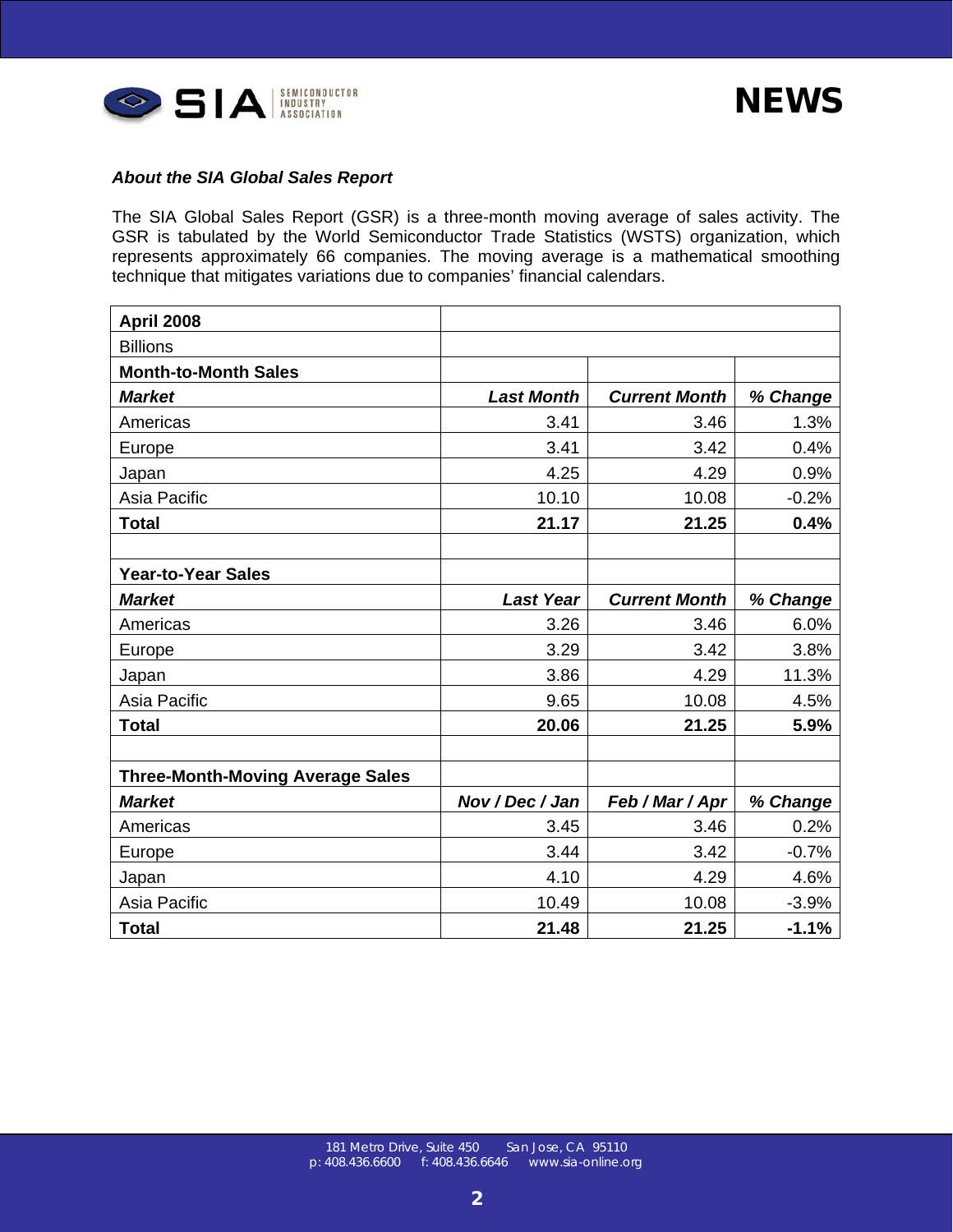### About the SIA Global Sales Report

The SIA Global Sales Report (GSR) is a three-month moving average of sales activity. The GSR is tabulated by the World Semiconductor Trade Statistics (WSTS) organization, which represents approximately 66 companies. The moving average is a mathematical smoothing technique that mitigates variations due to companies' financial calendars.

| **April 2008** | | | |
|---|---|---|---|
| Billions | | | |
| **Month-to-Month Sales** | | | |
| ***Market*** | ***Last Month*** | ***Current Month*** | ***% Change*** |
| Americas | 3.41 | 3.46 | 1.3% |
| Europe | 3.41 | 3.42 | 0.4% |
| Japan | 4.25 | 4.29 | 0.9% |
| Asia Pacific | 10.10 | 10.08 | -0.2% |
| **Total** | **21.17** | **21.25** | **0.4%** |
| | | | |
| **Year-to-Year Sales** | | | |
| ***Market*** | ***Last Year*** | ***Current Month*** | ***% Change*** |
| Americas | 3.26 | 3.46 | 6.0% |
| Europe | 3.29 | 3.42 | 3.8% |
| Japan | 3.86 | 4.29 | 11.3% |
| Asia Pacific | 9.65 | 10.08 | 4.5% |
| **Total** | **20.06** | **21.25** | **5.9%** |
| | | | |
| **Three-Month-Moving Average Sales** | | | |
| ***Market*** | ***Nov / Dec / Jan*** | ***Feb / Mar / Apr*** | ***% Change*** |
| Americas | 3.45 | 3.46 | 0.2% |
| Europe | 3.44 | 3.42 | -0.7% |
| Japan | 4.10 | 4.29 | 4.6% |
| Asia Pacific | 10.49 | 10.08 | -3.9% |
| **Total** | **21.48** | **21.25** | **-1.1%** |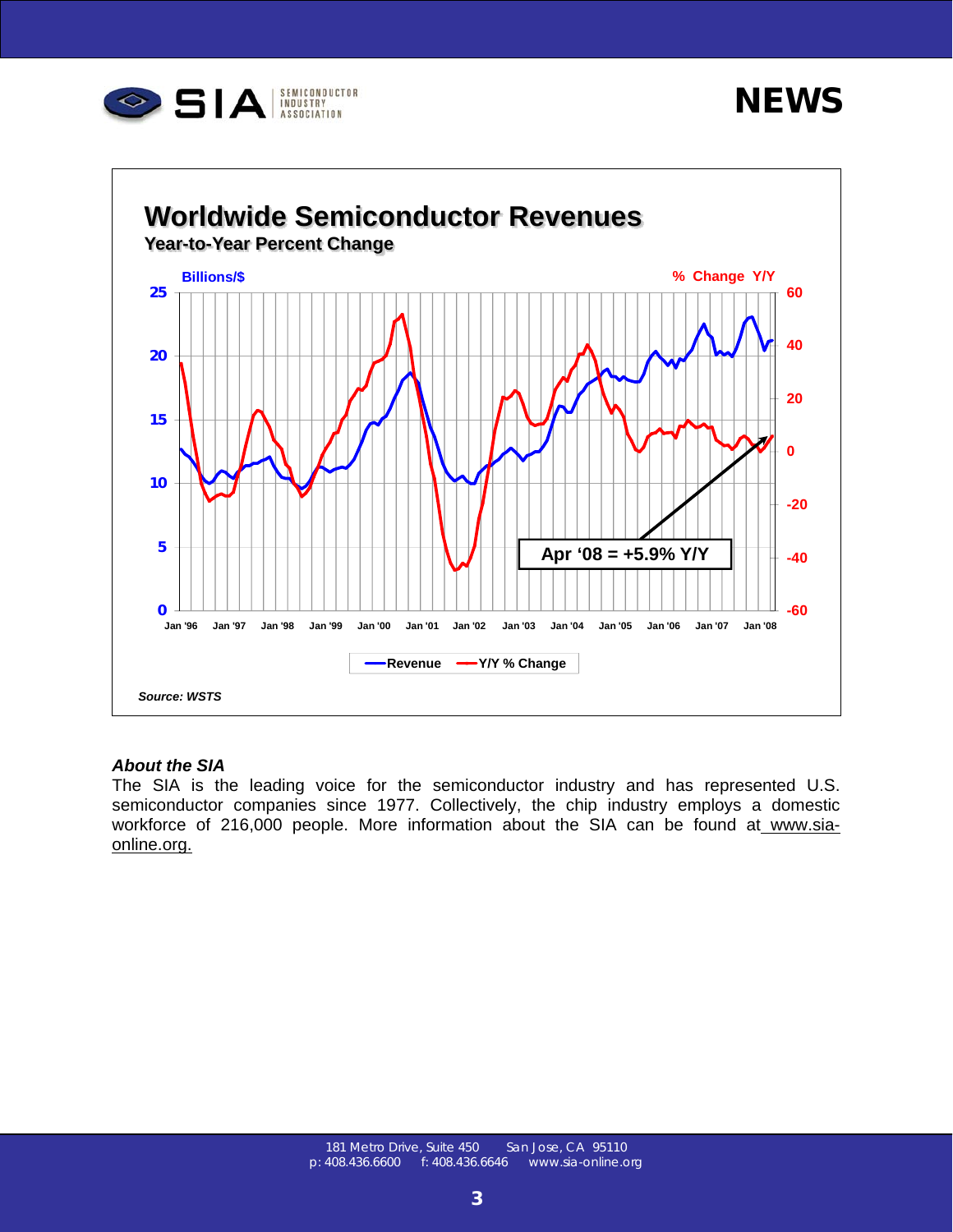## Worldwide Semiconductor Revenues

**Year-to-Year Percent Change**

Billions/$

% Change Y/Y

25
20
15
10
5
0

60
40
20
0
-20
-40
-60

Jan '96 Jan '97 Jan '98 Jan '99 Jan '00 Jan '01 Jan '02 Jan '03 Jan '04 Jan '05 Jan '06 Jan '07 Jan '08

Apr '08 = +5.9% Y/Y

Revenue Y/Y % Change

*Source: WSTS*

***About the SIA***

The SIA is the leading voice for the semiconductor industry and has represented U.S. semiconductor companies since 1977. Collectively, the chip industry employs a domestic workforce of 216,000 people. More information about the SIA can be found at www.sia-online.org.